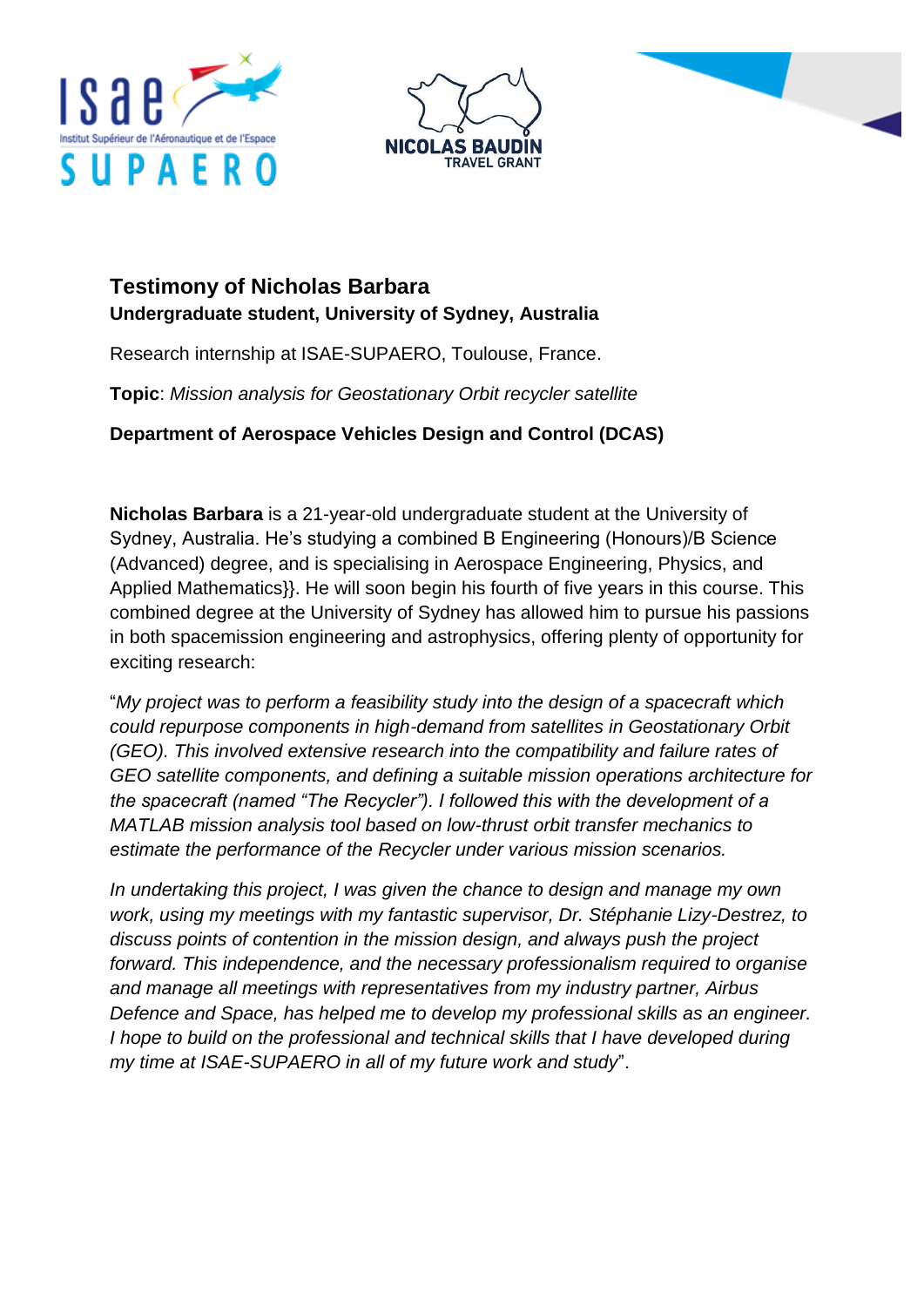# Testimony of Nicholas Barbara

**Undergraduate student, University of Sydney, Australia**

Research internship at ISAE-SUPAERO, Toulouse, France.

**Topic**: *Mission analysis for Geostationary Orbit recycler satellite*

**Department of Aerospace Vehicles Design and Control (DCAS)**

**Nicholas Barbara** is a 21-year-old undergraduate student at the University of Sydney, Australia. He's studying a combined B Engineering (Honours)/B Science (Advanced) degree, and is specialising in Aerospace Engineering, Physics, and Applied Mathematics}}. He will soon begin his fourth of five years in this course. This combined degree at the University of Sydney has allowed him to pursue his passions in both spacemission engineering and astrophysics, offering plenty of opportunity for exciting research:

"*My project was to perform a feasibility study into the design of a spacecraft which could repurpose components in high-demand from satellites in Geostationary Orbit (GEO). This involved extensive research into the compatibility and failure rates of GEO satellite components, and defining a suitable mission operations architecture for the spacecraft (named "The Recycler"). I followed this with the development of a MATLAB mission analysis tool based on low-thrust orbit transfer mechanics to estimate the performance of the Recycler under various mission scenarios.*

*In undertaking this project, I was given the chance to design and manage my own work, using my meetings with my fantastic supervisor, Dr. Stéphanie Lizy-Destrez, to discuss points of contention in the mission design, and always push the project forward. This independence, and the necessary professionalism required to organise and manage all meetings with representatives from my industry partner, Airbus Defence and Space, has helped me to develop my professional skills as an engineer. I hope to build on the professional and technical skills that I have developed during my time at ISAE-SUPAERO in all of my future work and study*".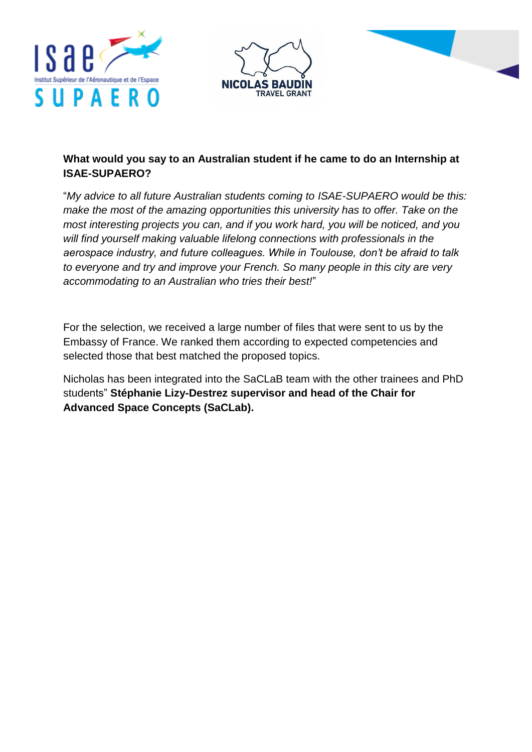**What would you say to an Australian student if he came to do an Internship at ISAE-SUPAERO?**

"*My advice to all future Australian students coming to ISAE-SUPAERO would be this: make the most of the amazing opportunities this university has to offer. Take on the most interesting projects you can, and if you work hard, you will be noticed, and you will find yourself making valuable lifelong connections with professionals in the aerospace industry, and future colleagues. While in Toulouse, don't be afraid to talk to everyone and try and improve your French. So many people in this city are very accommodating to an Australian who tries their best!*"

For the selection, we received a large number of files that were sent to us by the Embassy of France. We ranked them according to expected competencies and selected those that best matched the proposed topics.

Nicholas has been integrated into the SaCLaB team with the other trainees and PhD students" **Stéphanie Lizy-Destrez supervisor and head of the Chair for Advanced Space Concepts (SaCLab).**